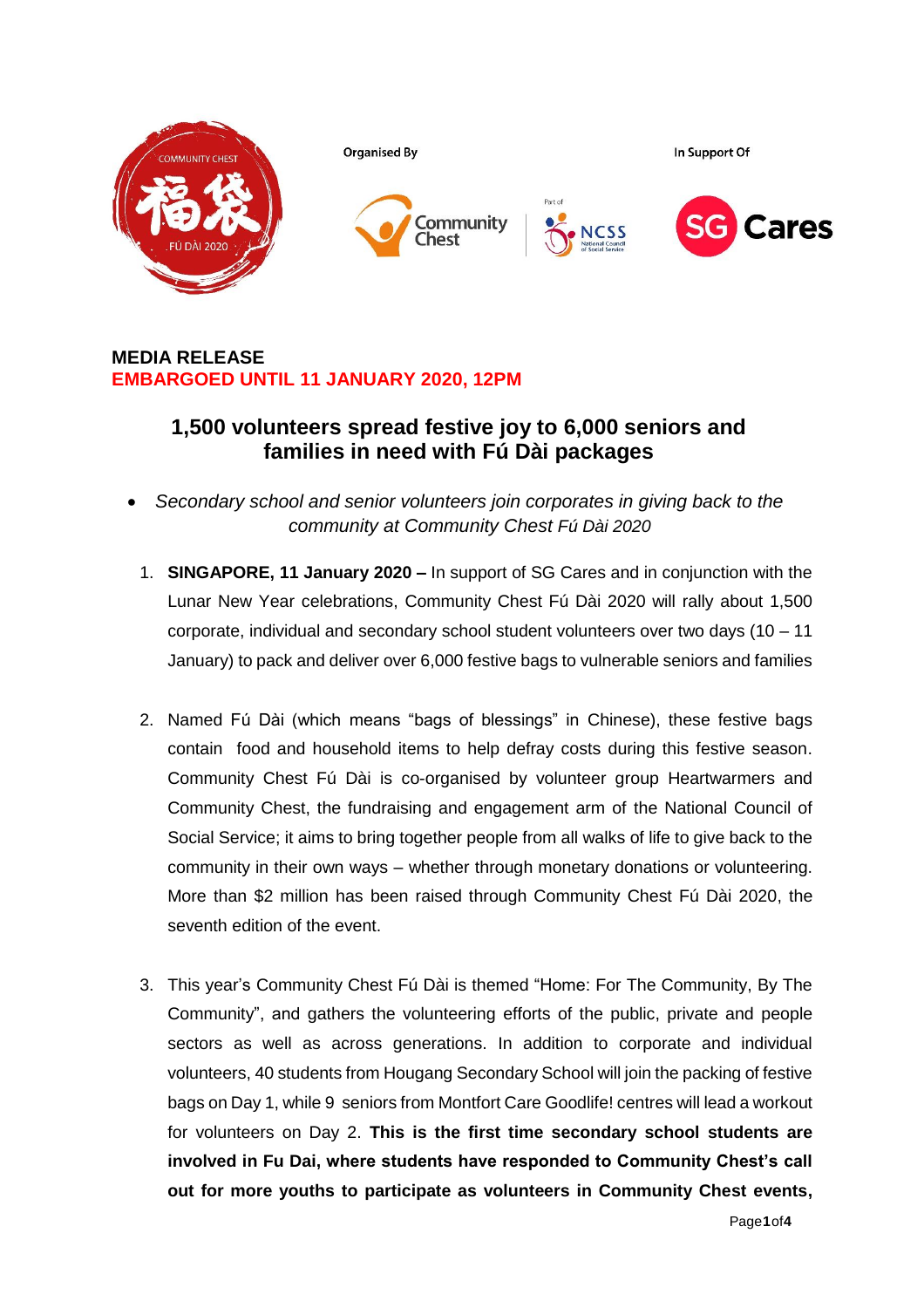Organised By

In Support Of

**MEDIA RELEASE**
**EMBARGOED UNTIL 11 JANUARY 2020, 12PM**

## 1,500 volunteers spread festive joy to 6,000 seniors and families in need with Fú Dài packages

- *Secondary school and senior volunteers join corporates in giving back to the community at Community Chest Fú Dài 2020*

1. **SINGAPORE, 11 January 2020 –** In support of SG Cares and in conjunction with the Lunar New Year celebrations, Community Chest Fú Dài 2020 will rally about 1,500 corporate, individual and secondary school student volunteers over two days (10 – 11 January) to pack and deliver over 6,000 festive bags to vulnerable seniors and families

2. Named Fú Dài (which means "bags of blessings" in Chinese), these festive bags contain food and household items to help defray costs during this festive season. Community Chest Fú Dài is co-organised by volunteer group Heartwarmers and Community Chest, the fundraising and engagement arm of the National Council of Social Service; it aims to bring together people from all walks of life to give back to the community in their own ways – whether through monetary donations or volunteering. More than $2 million has been raised through Community Chest Fú Dài 2020, the seventh edition of the event.

3. This year's Community Chest Fú Dài is themed "Home: For The Community, By The Community", and gathers the volunteering efforts of the public, private and people sectors as well as across generations. In addition to corporate and individual volunteers, 40 students from Hougang Secondary School will join the packing of festive bags on Day 1, while 9 seniors from Montfort Care Goodlife! centres will lead a workout for volunteers on Day 2. **This is the first time secondary school students are involved in Fu Dai, where students have responded to Community Chest's call out for more youths to participate as volunteers in Community Chest events,**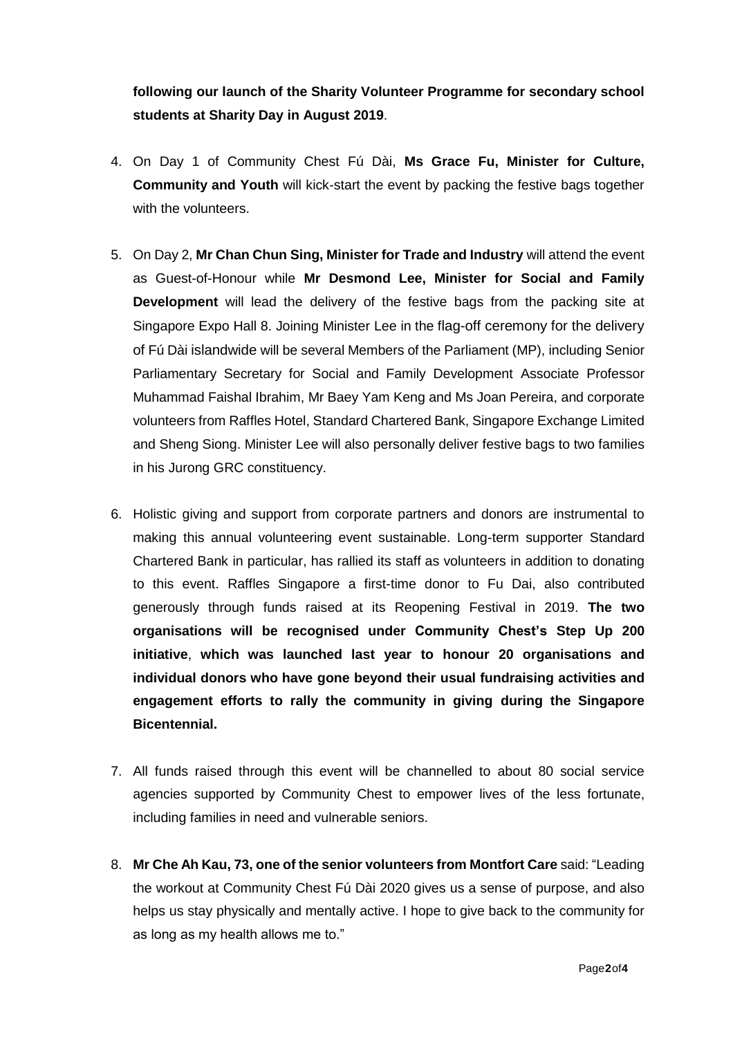**following our launch of the Sharity Volunteer Programme for secondary school students at Sharity Day in August 2019**.

4. On Day 1 of Community Chest Fú Dài, **Ms Grace Fu, Minister for Culture, Community and Youth** will kick-start the event by packing the festive bags together with the volunteers.

5. On Day 2, **Mr Chan Chun Sing, Minister for Trade and Industry** will attend the event as Guest-of-Honour while **Mr Desmond Lee, Minister for Social and Family Development** will lead the delivery of the festive bags from the packing site at Singapore Expo Hall 8. Joining Minister Lee in the flag-off ceremony for the delivery of Fú Dài islandwide will be several Members of the Parliament (MP), including Senior Parliamentary Secretary for Social and Family Development Associate Professor Muhammad Faishal Ibrahim, Mr Baey Yam Keng and Ms Joan Pereira, and corporate volunteers from Raffles Hotel, Standard Chartered Bank, Singapore Exchange Limited and Sheng Siong. Minister Lee will also personally deliver festive bags to two families in his Jurong GRC constituency.

6. Holistic giving and support from corporate partners and donors are instrumental to making this annual volunteering event sustainable. Long-term supporter Standard Chartered Bank in particular, has rallied its staff as volunteers in addition to donating to this event. Raffles Singapore a first-time donor to Fu Dai, also contributed generously through funds raised at its Reopening Festival in 2019. **The two organisations will be recognised under Community Chest's Step Up 200 initiative**, **which was launched last year to honour 20 organisations and individual donors who have gone beyond their usual fundraising activities and engagement efforts to rally the community in giving during the Singapore Bicentennial.**

7. All funds raised through this event will be channelled to about 80 social service agencies supported by Community Chest to empower lives of the less fortunate, including families in need and vulnerable seniors.

8. **Mr Che Ah Kau, 73, one of the senior volunteers from Montfort Care** said: "Leading the workout at Community Chest Fú Dài 2020 gives us a sense of purpose, and also helps us stay physically and mentally active. I hope to give back to the community for as long as my health allows me to."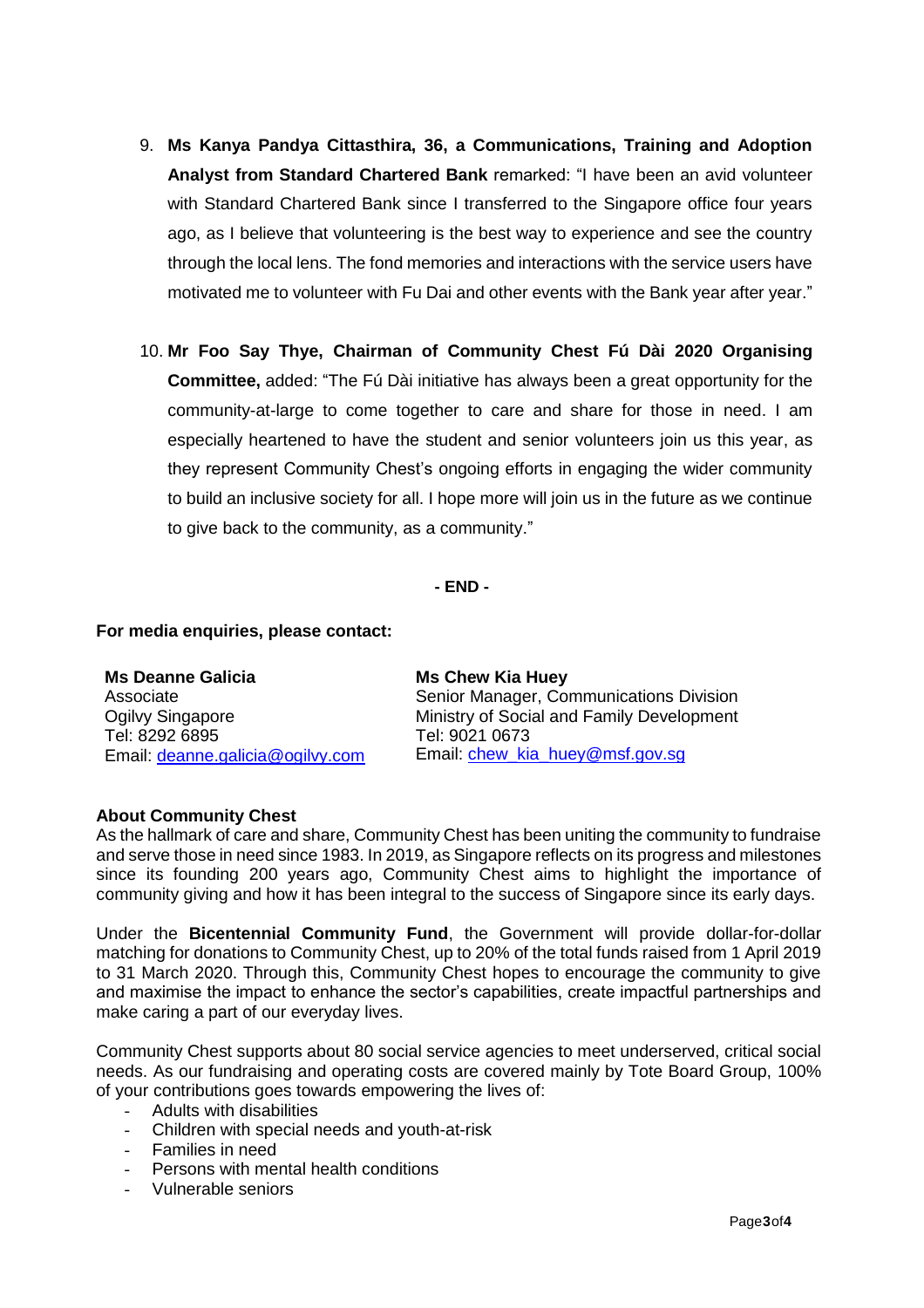9. **Ms Kanya Pandya Cittasthira, 36, a Communications, Training and Adoption Analyst from Standard Chartered Bank** remarked: "I have been an avid volunteer with Standard Chartered Bank since I transferred to the Singapore office four years ago, as I believe that volunteering is the best way to experience and see the country through the local lens. The fond memories and interactions with the service users have motivated me to volunteer with Fu Dai and other events with the Bank year after year."

10. **Mr Foo Say Thye, Chairman of Community Chest Fú Dài 2020 Organising Committee,** added: "The Fú Dài initiative has always been a great opportunity for the community-at-large to come together to care and share for those in need. I am especially heartened to have the student and senior volunteers join us this year, as they represent Community Chest's ongoing efforts in engaging the wider community to build an inclusive society for all. I hope more will join us in the future as we continue to give back to the community, as a community."

**- END -**

**For media enquiries, please contact:**

**Ms Deanne Galicia**
Associate
Ogilvy Singapore
Tel: 8292 6895
Email: deanne.galicia@ogilvy.com

**Ms Chew Kia Huey**
Senior Manager, Communications Division
Ministry of Social and Family Development
Tel: 9021 0673
Email: chew_kia_huey@msf.gov.sg

**About Community Chest**

As the hallmark of care and share, Community Chest has been uniting the community to fundraise and serve those in need since 1983. In 2019, as Singapore reflects on its progress and milestones since its founding 200 years ago, Community Chest aims to highlight the importance of community giving and how it has been integral to the success of Singapore since its early days.

Under the **Bicentennial Community Fund**, the Government will provide dollar-for-dollar matching for donations to Community Chest, up to 20% of the total funds raised from 1 April 2019 to 31 March 2020. Through this, Community Chest hopes to encourage the community to give and maximise the impact to enhance the sector's capabilities, create impactful partnerships and make caring a part of our everyday lives.

Community Chest supports about 80 social service agencies to meet underserved, critical social needs. As our fundraising and operating costs are covered mainly by Tote Board Group, 100% of your contributions goes towards empowering the lives of:

- Adults with disabilities
- Children with special needs and youth-at-risk
- Families in need
- Persons with mental health conditions
- Vulnerable seniors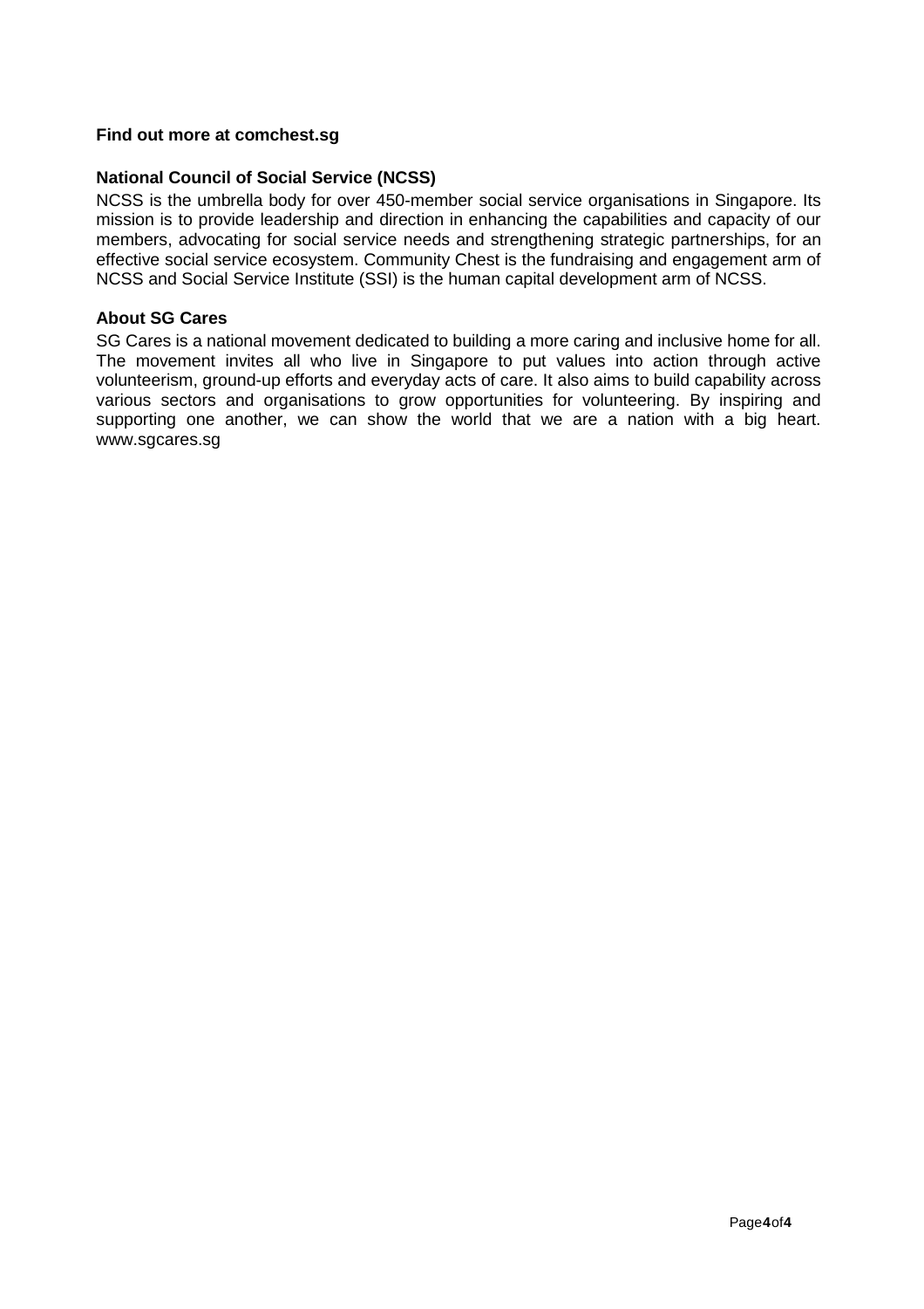**Find out more at comchest.sg**

**National Council of Social Service (NCSS)**

NCSS is the umbrella body for over 450-member social service organisations in Singapore. Its mission is to provide leadership and direction in enhancing the capabilities and capacity of our members, advocating for social service needs and strengthening strategic partnerships, for an effective social service ecosystem. Community Chest is the fundraising and engagement arm of NCSS and Social Service Institute (SSI) is the human capital development arm of NCSS.

**About SG Cares**

SG Cares is a national movement dedicated to building a more caring and inclusive home for all. The movement invites all who live in Singapore to put values into action through active volunteerism, ground-up efforts and everyday acts of care. It also aims to build capability across various sectors and organisations to grow opportunities for volunteering. By inspiring and supporting one another, we can show the world that we are a nation with a big heart. www.sgcares.sg